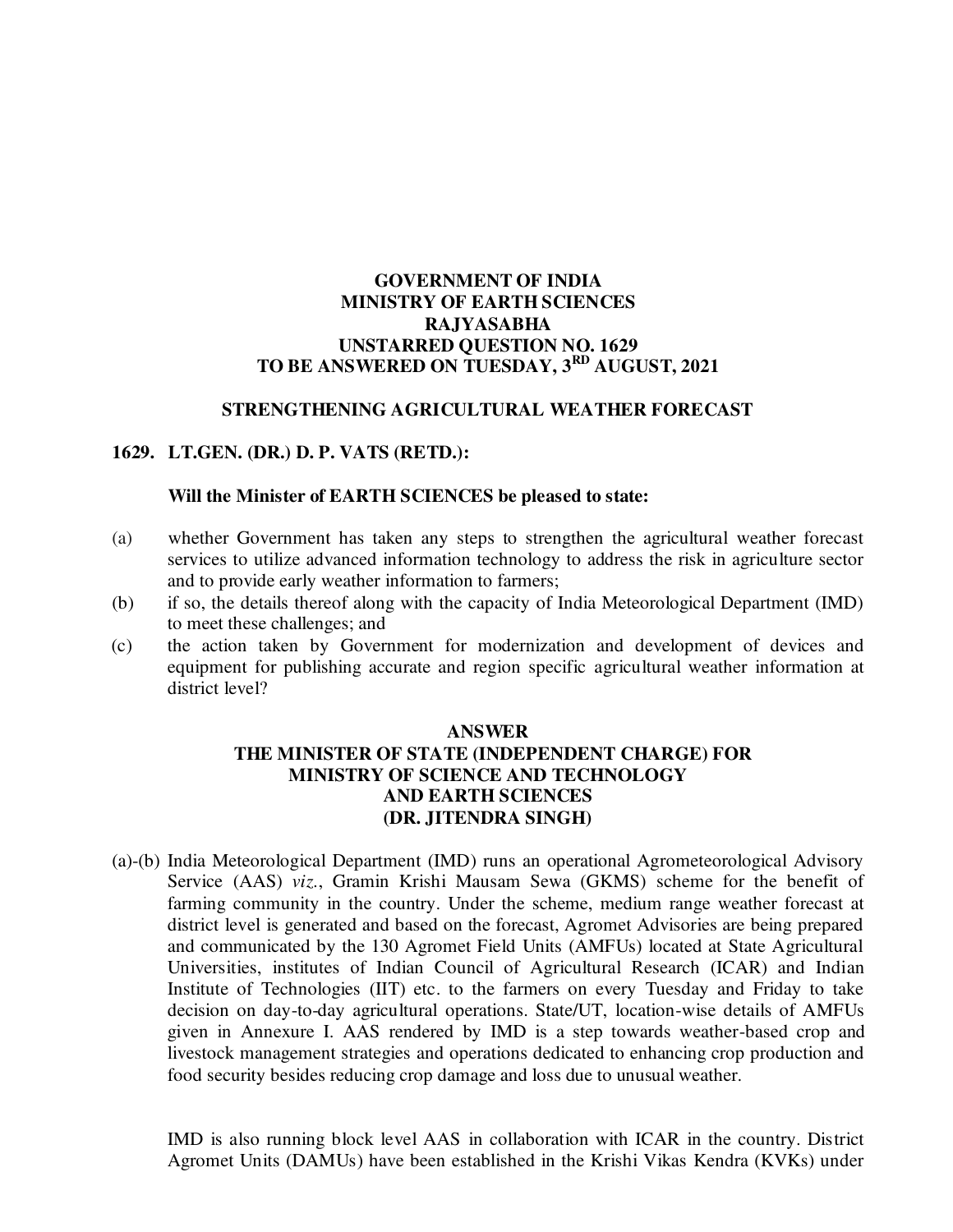**GOVERNMENT OF INDIA**
**MINISTRY OF EARTH SCIENCES**
**RAJYASABHA**
**UNSTARRED QUESTION NO. 1629**
**TO BE ANSWERED ON TUESDAY, 3RD AUGUST, 2021**

**STRENGTHENING AGRICULTURAL WEATHER FORECAST**

**1629. LT.GEN. (DR.) D. P. VATS (RETD.):**

**Will the Minister of EARTH SCIENCES be pleased to state:**

(a) whether Government has taken any steps to strengthen the agricultural weather forecast services to utilize advanced information technology to address the risk in agriculture sector and to provide early weather information to farmers;

(b) if so, the details thereof along with the capacity of India Meteorological Department (IMD) to meet these challenges; and

(c) the action taken by Government for modernization and development of devices and equipment for publishing accurate and region specific agricultural weather information at district level?

**ANSWER**
**THE MINISTER OF STATE (INDEPENDENT CHARGE) FOR MINISTRY OF SCIENCE AND TECHNOLOGY AND EARTH SCIENCES**
**(DR. JITENDRA SINGH)**

(a)-(b) India Meteorological Department (IMD) runs an operational Agrometeorological Advisory Service (AAS) *viz.*, Gramin Krishi Mausam Sewa (GKMS) scheme for the benefit of farming community in the country. Under the scheme, medium range weather forecast at district level is generated and based on the forecast, Agromet Advisories are being prepared and communicated by the 130 Agromet Field Units (AMFUs) located at State Agricultural Universities, institutes of Indian Council of Agricultural Research (ICAR) and Indian Institute of Technologies (IIT) etc. to the farmers on every Tuesday and Friday to take decision on day-to-day agricultural operations. State/UT, location-wise details of AMFUs given in Annexure I. AAS rendered by IMD is a step towards weather-based crop and livestock management strategies and operations dedicated to enhancing crop production and food security besides reducing crop damage and loss due to unusual weather.

IMD is also running block level AAS in collaboration with ICAR in the country. District Agromet Units (DAMUs) have been established in the Krishi Vikas Kendra (KVKs) under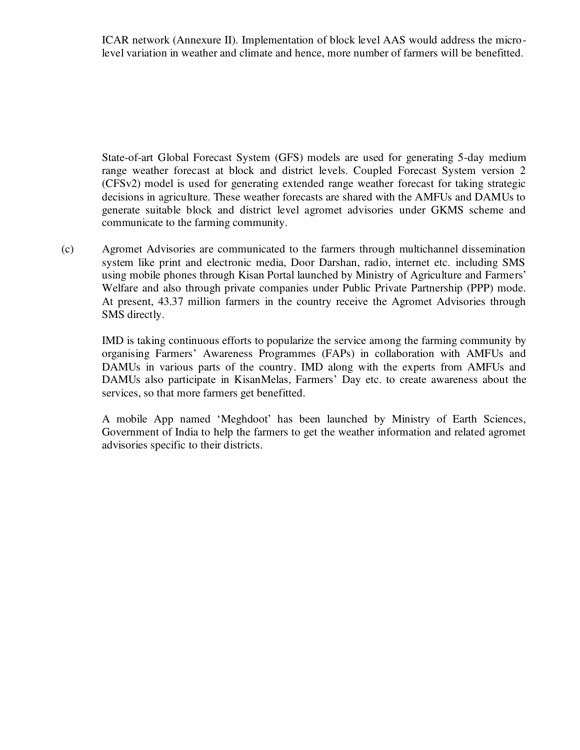ICAR network (Annexure II). Implementation of block level AAS would address the micro-level variation in weather and climate and hence, more number of farmers will be benefitted.

State-of-art Global Forecast System (GFS) models are used for generating 5-day medium range weather forecast at block and district levels. Coupled Forecast System version 2 (CFSv2) model is used for generating extended range weather forecast for taking strategic decisions in agriculture. These weather forecasts are shared with the AMFUs and DAMUs to generate suitable block and district level agromet advisories under GKMS scheme and communicate to the farming community.

(c) Agromet Advisories are communicated to the farmers through multichannel dissemination system like print and electronic media, Door Darshan, radio, internet etc. including SMS using mobile phones through Kisan Portal launched by Ministry of Agriculture and Farmers' Welfare and also through private companies under Public Private Partnership (PPP) mode. At present, 43.37 million farmers in the country receive the Agromet Advisories through SMS directly.

IMD is taking continuous efforts to popularize the service among the farming community by organising Farmers' Awareness Programmes (FAPs) in collaboration with AMFUs and DAMUs in various parts of the country. IMD along with the experts from AMFUs and DAMUs also participate in KisanMelas, Farmers' Day etc. to create awareness about the services, so that more farmers get benefitted.

A mobile App named 'Meghdoot' has been launched by Ministry of Earth Sciences, Government of India to help the farmers to get the weather information and related agromet advisories specific to their districts.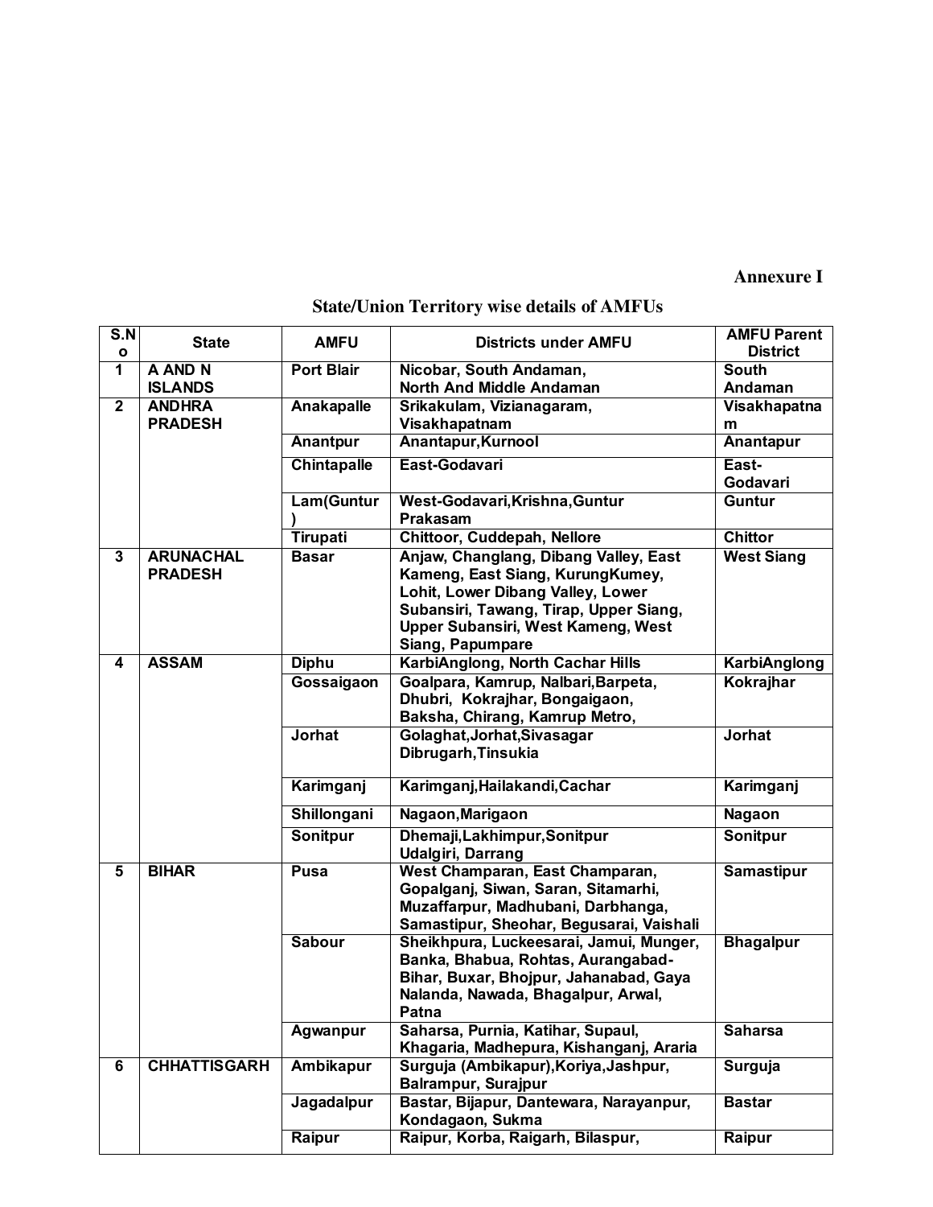**Annexure I**

**State/Union Territory wise details of AMFUs**

| S.No | State | AMFU | Districts under AMFU | AMFU Parent District |
|---|---|---|---|---|
| 1 | A AND N ISLANDS | Port Blair | Nicobar, South Andaman, North And Middle Andaman | South Andaman |
| 2 | ANDHRA PRADESH | Anakapalle | Srikakulam, Vizianagaram, Visakhapatnam | Visakhapatnam |
| | | Anantpur | Anantapur,Kurnool | Anantapur |
| | | Chintapalle | East-Godavari | East-Godavari |
| | | Lam(Guntur) | West-Godavari,Krishna,Guntur Prakasam | Guntur |
| | | Tirupati | Chittoor, Cuddepah, Nellore | Chittor |
| 3 | ARUNACHAL PRADESH | Basar | Anjaw, Changlang, Dibang Valley, East Kameng, East Siang, KurungKumey, Lohit, Lower Dibang Valley, Lower Subansiri, Tawang, Tirap, Upper Siang, Upper Subansiri, West Kameng, West Siang, Papumpare | West Siang |
| 4 | ASSAM | Diphu | KarbiAnglong, North Cachar Hills | KarbiAnglong |
| | | Gossaigaon | Goalpara, Kamrup, Nalbari,Barpeta, Dhubri, Kokrajhar, Bongaigaon, Baksha, Chirang, Kamrup Metro, | Kokrajhar |
| | | Jorhat | Golaghat,Jorhat,Sivasagar Dibrugarh,Tinsukia | Jorhat |
| | | Karimganj | Karimganj,Hailakandi,Cachar | Karimganj |
| | | Shillongani | Nagaon,Marigaon | Nagaon |
| | | Sonitpur | Dhemaji,Lakhimpur,Sonitpur Udalgiri, Darrang | Sonitpur |
| 5 | BIHAR | Pusa | West Champaran, East Champaran, Gopalganj, Siwan, Saran, Sitamarhi, Muzaffarpur, Madhubani, Darbhanga, Samastipur, Sheohar, Begusarai, Vaishali | Samastipur |
| | | Sabour | Sheikhpura, Luckeesarai, Jamui, Munger, Banka, Bhabua, Rohtas, Aurangabad-Bihar, Buxar, Bhojpur, Jahanabad, Gaya Nalanda, Nawada, Bhagalpur, Arwal, Patna | Bhagalpur |
| | | Agwanpur | Saharsa, Purnia, Katihar, Supaul, Khagaria, Madhepura, Kishanganj, Araria | Saharsa |
| 6 | CHHATTISGARH | Ambikapur | Surguja (Ambikapur),Koriya,Jashpur, Balrampur, Surajpur | Surguja |
| | | Jagadalpur | Bastar, Bijapur, Dantewara, Narayanpur, Kondagaon, Sukma | Bastar |
| | | Raipur | Raipur, Korba, Raigarh, Bilaspur, | Raipur |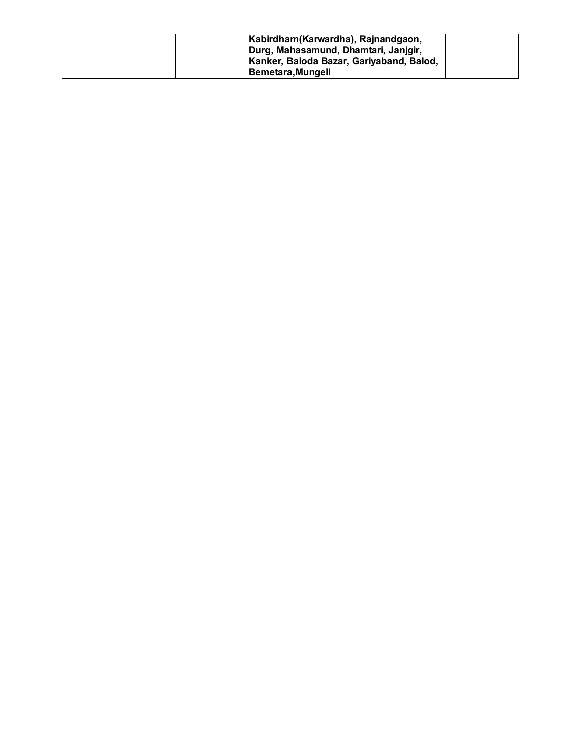|  |  |  | **Kabirdham(Karwardha), Rajnandgaon, Durg, Mahasamund, Dhamtari, Janjgir, Kanker, Baloda Bazar, Gariyaband, Balod, Bemetara,Mungeli** |  |
|---|---|---|---|---|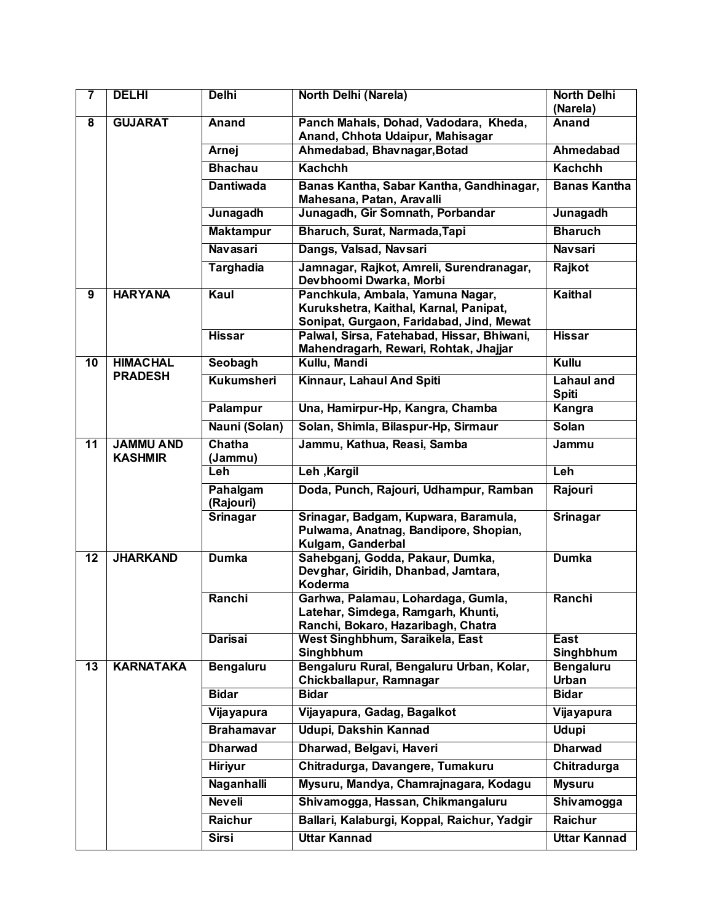| 7 | DELHI | Delhi | North Delhi (Narela) | North Delhi (Narela) |
|---|---|---|---|---|
| 8 | GUJARAT | Anand | Panch Mahals, Dohad, Vadodara, Kheda, Anand, Chhota Udaipur, Mahisagar | Anand |
| | | Arnej | Ahmedabad, Bhavnagar,Botad | Ahmedabad |
| | | Bhachau | Kachchh | Kachchh |
| | | Dantiwada | Banas Kantha, Sabar Kantha, Gandhinagar, Mahesana, Patan, Aravalli | Banas Kantha |
| | | Junagadh | Junagadh, Gir Somnath, Porbandar | Junagadh |
| | | Maktampur | Bharuch, Surat, Narmada,Tapi | Bharuch |
| | | Navasari | Dangs, Valsad, Navsari | Navsari |
| | | Targhadia | Jamnagar, Rajkot, Amreli, Surendranagar, Devbhoomi Dwarka, Morbi | Rajkot |
| 9 | HARYANA | Kaul | Panchkula, Ambala, Yamuna Nagar, Kurukshetra, Kaithal, Karnal, Panipat, Sonipat, Gurgaon, Faridabad, Jind, Mewat | Kaithal |
| | | Hissar | Palwal, Sirsa, Fatehabad, Hissar, Bhiwani, Mahendragarh, Rewari, Rohtak, Jhajjar | Hissar |
| 10 | HIMACHAL PRADESH | Seobagh | Kullu, Mandi | Kullu |
| | | Kukumsheri | Kinnaur, Lahaul And Spiti | Lahaul and Spiti |
| | | Palampur | Una, Hamirpur-Hp, Kangra, Chamba | Kangra |
| | | Nauni (Solan) | Solan, Shimla, Bilaspur-Hp, Sirmaur | Solan |
| 11 | JAMMU AND KASHMIR | Chatha (Jammu) | Jammu, Kathua, Reasi, Samba | Jammu |
| | | Leh | Leh ,Kargil | Leh |
| | | Pahalgam (Rajouri) | Doda, Punch, Rajouri, Udhampur, Ramban | Rajouri |
| | | Srinagar | Srinagar, Badgam, Kupwara, Baramula, Pulwama, Anatnag, Bandipore, Shopian, Kulgam, Ganderbal | Srinagar |
| 12 | JHARKAND | Dumka | Sahebganj, Godda, Pakaur, Dumka, Devghar, Giridih, Dhanbad, Jamtara, Koderma | Dumka |
| | | Ranchi | Garhwa, Palamau, Lohardaga, Gumla, Latehar, Simdega, Ramgarh, Khunti, Ranchi, Bokaro, Hazaribagh, Chatra | Ranchi |
| | | Darisai | West Singhbhum, Saraikela, East Singhbhum | East Singhbhum |
| 13 | KARNATAKA | Bengaluru | Bengaluru Rural, Bengaluru Urban, Kolar, Chickballapur, Ramnagar | Bengaluru Urban |
| | | Bidar | Bidar | Bidar |
| | | Vijayapura | Vijayapura, Gadag, Bagalkot | Vijayapura |
| | | Brahamavar | Udupi, Dakshin Kannad | Udupi |
| | | Dharwad | Dharwad, Belgavi, Haveri | Dharwad |
| | | Hiriyur | Chitradurga, Davangere, Tumakuru | Chitradurga |
| | | Naganhalli | Mysuru, Mandya, Chamrajnagara, Kodagu | Mysuru |
| | | Neveli | Shivamogga, Hassan, Chikmangaluru | Shivamogga |
| | | Raichur | Ballari, Kalaburgi, Koppal, Raichur, Yadgir | Raichur |
| | | Sirsi | Uttar Kannad | Uttar Kannad |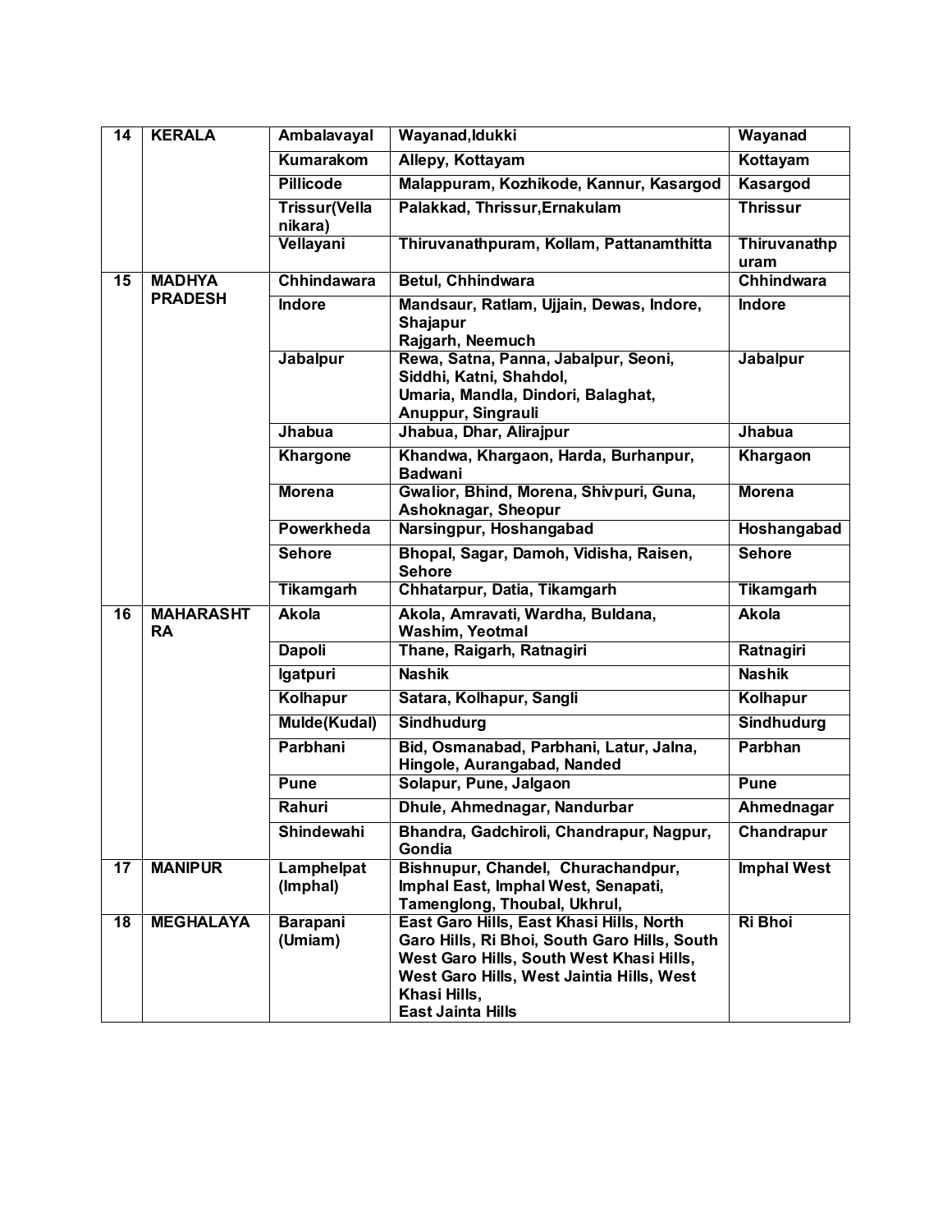| 14 | KERALA | Ambalavayal | Wayanad,Idukki | Wayanad |
|---|---|---|---|---|
| | | Kumarakom | Allepy, Kottayam | Kottayam |
| | | Pillicode | Malappuram, Kozhikode, Kannur, Kasargod | Kasargod |
| | | Trissur(Vellanikara) | Palakkad, Thrissur,Ernakulam | Thrissur |
| | | Vellayani | Thiruvanathpuram, Kollam, Pattanamthitta | Thiruvanathpuram |
| 15 | MADHYA PRADESH | Chhindawara | Betul, Chhindwara | Chhindwara |
| | | Indore | Mandsaur, Ratlam, Ujjain, Dewas, Indore, Shajapur Rajgarh, Neemuch | Indore |
| | | Jabalpur | Rewa, Satna, Panna, Jabalpur, Seoni, Siddhi, Katni, Shahdol, Umaria, Mandla, Dindori, Balaghat, Anuppur, Singrauli | Jabalpur |
| | | Jhabua | Jhabua, Dhar, Alirajpur | Jhabua |
| | | Khargone | Khandwa, Khargaon, Harda, Burhanpur, Badwani | Khargaon |
| | | Morena | Gwalior, Bhind, Morena, Shivpuri, Guna, Ashoknagar, Sheopur | Morena |
| | | Powerkheda | Narsingpur, Hoshangabad | Hoshangabad |
| | | Sehore | Bhopal, Sagar, Damoh, Vidisha, Raisen, Sehore | Sehore |
| | | Tikamgarh | Chhatarpur, Datia, Tikamgarh | Tikamgarh |
| 16 | MAHARASHTRA | Akola | Akola, Amravati, Wardha, Buldana, Washim, Yeotmal | Akola |
| | | Dapoli | Thane, Raigarh, Ratnagiri | Ratnagiri |
| | | Igatpuri | Nashik | Nashik |
| | | Kolhapur | Satara, Kolhapur, Sangli | Kolhapur |
| | | Mulde(Kudal) | Sindhudurg | Sindhudurg |
| | | Parbhani | Bid, Osmanabad, Parbhani, Latur, Jalna, Hingole, Aurangabad, Nanded | Parbhan |
| | | Pune | Solapur, Pune, Jalgaon | Pune |
| | | Rahuri | Dhule, Ahmednagar, Nandurbar | Ahmednagar |
| | | Shindewahi | Bhandra, Gadchiroli, Chandrapur, Nagpur, Gondia | Chandrapur |
| 17 | MANIPUR | Lamphelpat (Imphal) | Bishnupur, Chandel, Churachandpur, Imphal East, Imphal West, Senapati, Tamenglong, Thoubal, Ukhrul, | Imphal West |
| 18 | MEGHALAYA | Barapani (Umiam) | East Garo Hills, East Khasi Hills, North Garo Hills, Ri Bhoi, South Garo Hills, South West Garo Hills, South West Khasi Hills, West Garo Hills, West Jaintia Hills, West Khasi Hills, East Jainta Hills | Ri Bhoi |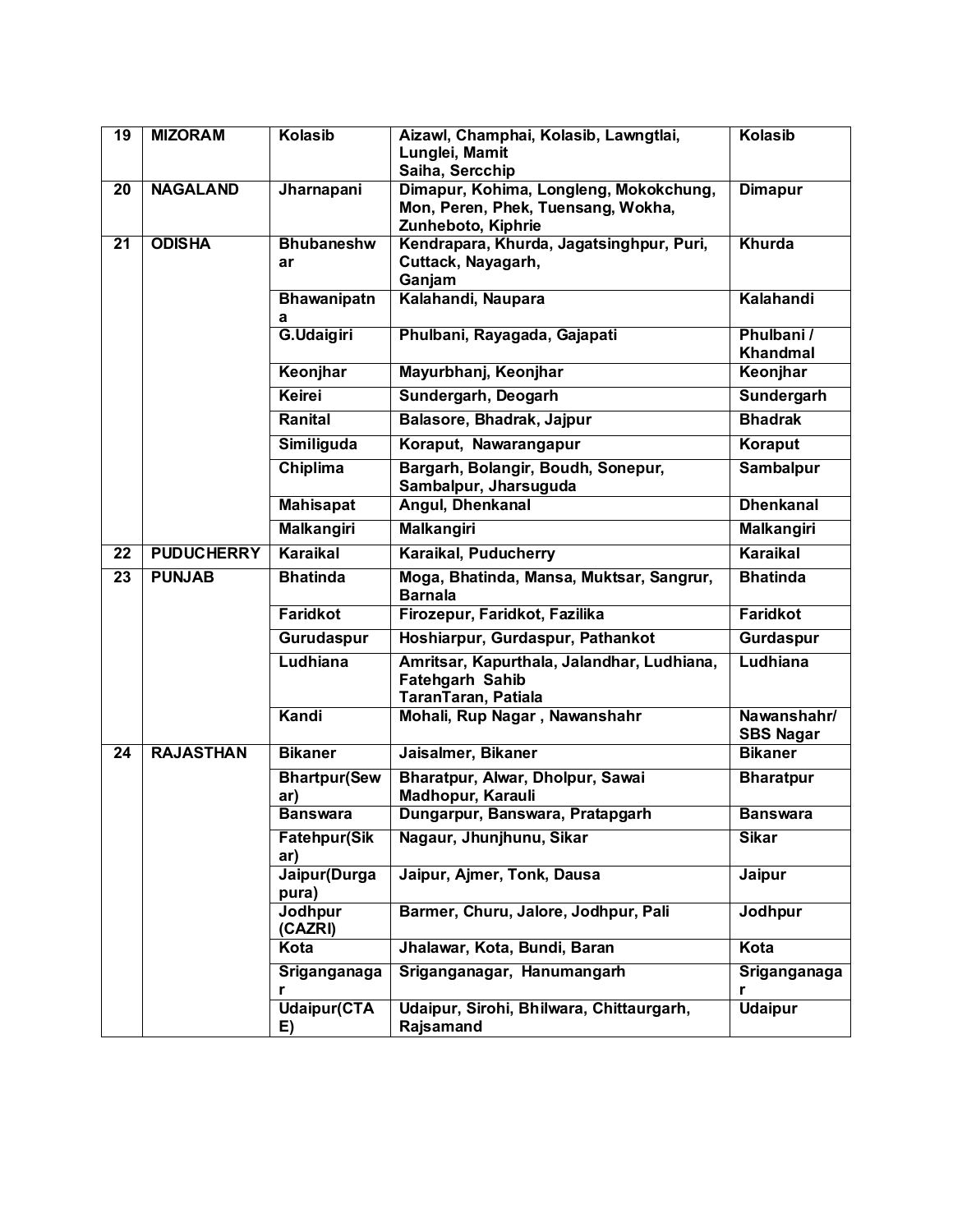| 19 | MIZORAM | Kolasib | Aizawl, Champhai, Kolasib, Lawngtlai, Lunglei, Mamit Saiha, Sercchip | Kolasib |
|---|---|---|---|---|
| 20 | NAGALAND | Jharnapani | Dimapur, Kohima, Longleng, Mokokchung, Mon, Peren, Phek, Tuensang, Wokha, Zunheboto, Kiphrie | Dimapur |
| 21 | ODISHA | Bhubaneshwar | Kendrapara, Khurda, Jagatsinghpur, Puri, Cuttack, Nayagarh, Ganjam | Khurda |
| | | Bhawanipatna | Kalahandi, Naupara | Kalahandi |
| | | G.Udaigiri | Phulbani, Rayagada, Gajapati | Phulbani / Khandmal |
| | | Keonjhar | Mayurbhanj, Keonjhar | Keonjhar |
| | | Keirei | Sundergarh, Deogarh | Sundergarh |
| | | Ranital | Balasore, Bhadrak, Jajpur | Bhadrak |
| | | Similiguda | Koraput, Nawarangapur | Koraput |
| | | Chiplima | Bargarh, Bolangir, Boudh, Sonepur, Sambalpur, Jharsuguda | Sambalpur |
| | | Mahisapat | Angul, Dhenkanal | Dhenkanal |
| | | Malkangiri | Malkangiri | Malkangiri |
| 22 | PUDUCHERRY | Karaikal | Karaikal, Puducherry | Karaikal |
| 23 | PUNJAB | Bhatinda | Moga, Bhatinda, Mansa, Muktsar, Sangrur, Barnala | Bhatinda |
| | | Faridkot | Firozepur, Faridkot, Fazilika | Faridkot |
| | | Gurudaspur | Hoshiarpur, Gurdaspur, Pathankot | Gurdaspur |
| | | Ludhiana | Amritsar, Kapurthala, Jalandhar, Ludhiana, Fatehgarh Sahib TaranTaran, Patiala | Ludhiana |
| | | Kandi | Mohali, Rup Nagar , Nawanshahr | Nawanshahr/ SBS Nagar |
| 24 | RAJASTHAN | Bikaner | Jaisalmer, Bikaner | Bikaner |
| | | Bhartpur(Sewar) | Bharatpur, Alwar, Dholpur, Sawai Madhopur, Karauli | Bharatpur |
| | | Banswara | Dungarpur, Banswara, Pratapgarh | Banswara |
| | | Fatehpur(Sikar) | Nagaur, Jhunjhunu, Sikar | Sikar |
| | | Jaipur(Durgapura) | Jaipur, Ajmer, Tonk, Dausa | Jaipur |
| | | Jodhpur (CAZRI) | Barmer, Churu, Jalore, Jodhpur, Pali | Jodhpur |
| | | Kota | Jhalawar, Kota, Bundi, Baran | Kota |
| | | Sriganganagar | Sriganganagar, Hanumangarh | Sriganganagar |
| | | Udaipur(CTAE) | Udaipur, Sirohi, Bhilwara, Chittaurgarh, Rajsamand | Udaipur |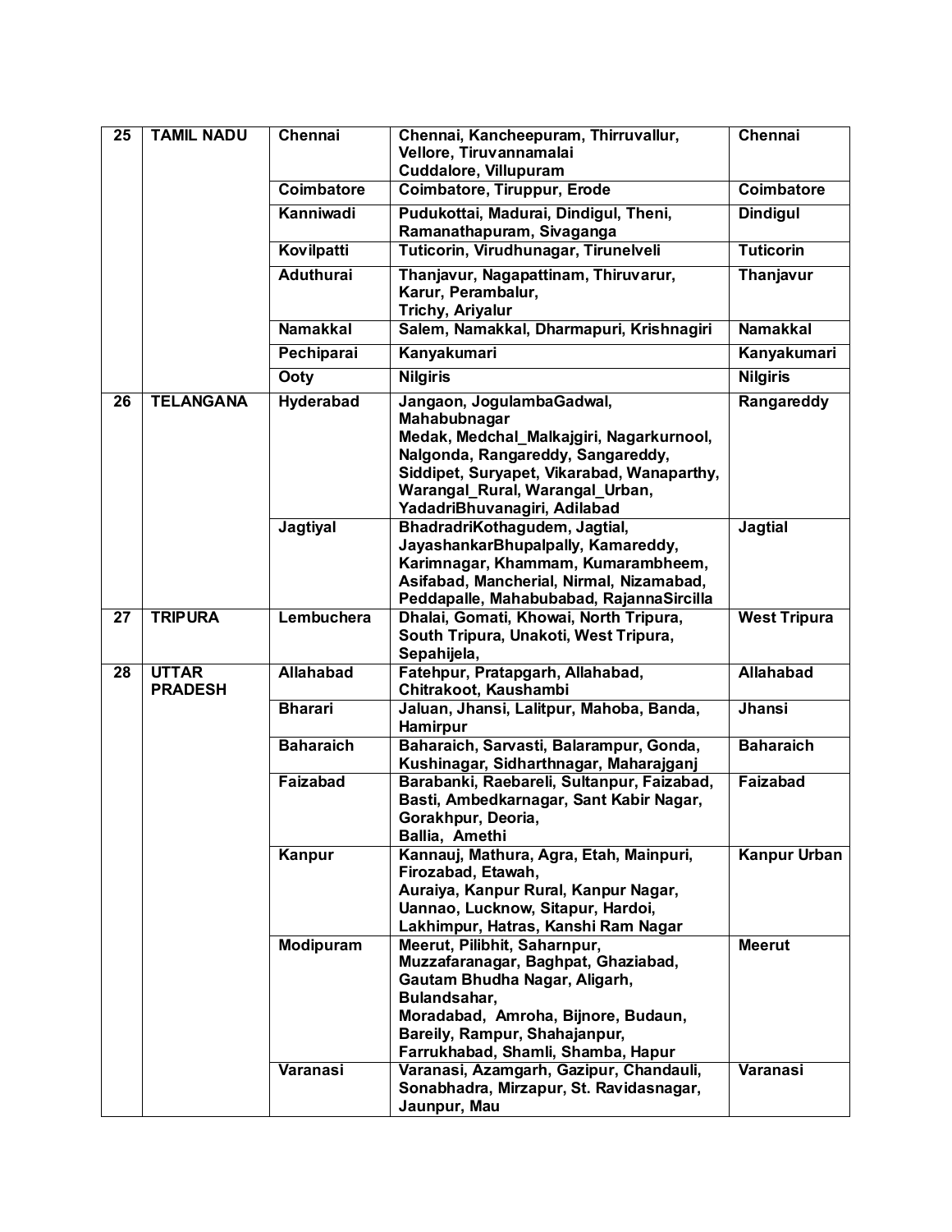| 25 | TAMIL NADU | Chennai | Chennai, Kancheepuram, Thirruvallur, Vellore, Tiruvannamalai Cuddalore, Villupuram | Chennai |
|---|---|---|---|---|
| | | Coimbatore | Coimbatore, Tiruppur, Erode | Coimbatore |
| | | Kanniwadi | Pudukottai, Madurai, Dindigul, Theni, Ramanathapuram, Sivaganga | Dindigul |
| | | Kovilpatti | Tuticorin, Virudhunagar, Tirunelveli | Tuticorin |
| | | Aduthurai | Thanjavur, Nagapattinam, Thiruvarur, Karur, Perambalur, Trichy, Ariyalur | Thanjavur |
| | | Namakkal | Salem, Namakkal, Dharmapuri, Krishnagiri | Namakkal |
| | | Pechiparai | Kanyakumari | Kanyakumari |
| | | Ooty | Nilgiris | Nilgiris |
| 26 | TELANGANA | Hyderabad | Jangaon, JogulambaGadwal, Mahabubnagar Medak, Medchal_Malkajgiri, Nagarkurnool, Nalgonda, Rangareddy, Sangareddy, Siddipet, Suryapet, Vikarabad, Wanaparthy, Warangal_Rural, Warangal_Urban, YadadriBhuvanagiri, Adilabad | Rangareddy |
| | | Jagtiyal | BhadradriKothagudem, Jagtial, JayashankarBhupalpally, Kamareddy, Karimnagar, Khammam, Kumarambheem, Asifabad, Mancherial, Nirmal, Nizamabad, Peddapalle, Mahabubabad, RajannaSircilla | Jagtial |
| 27 | TRIPURA | Lembuchera | Dhalai, Gomati, Khowai, North Tripura, South Tripura, Unakoti, West Tripura, Sepahijela, | West Tripura |
| 28 | UTTAR PRADESH | Allahabad | Fatehpur, Pratapgarh, Allahabad, Chitrakoot, Kaushambi | Allahabad |
| | | Bharari | Jaluan, Jhansi, Lalitpur, Mahoba, Banda, Hamirpur | Jhansi |
| | | Baharaich | Baharaich, Sarvasti, Balarampur, Gonda, Kushinagar, Sidharthnagar, Maharajganj | Baharaich |
| | | Faizabad | Barabanki, Raebareli, Sultanpur, Faizabad, Basti, Ambedkarnagar, Sant Kabir Nagar, Gorakhpur, Deoria, Ballia, Amethi | Faizabad |
| | | Kanpur | Kannauj, Mathura, Agra, Etah, Mainpuri, Firozabad, Etawah, Auraiya, Kanpur Rural, Kanpur Nagar, Uannao, Lucknow, Sitapur, Hardoi, Lakhimpur, Hatras, Kanshi Ram Nagar | Kanpur Urban |
| | | Modipuram | Meerut, Pilibhit, Saharnpur, Muzzafaranagar, Baghpat, Ghaziabad, Gautam Bhudha Nagar, Aligarh, Bulandsahar, Moradabad, Amroha, Bijnore, Budaun, Bareily, Rampur, Shahajanpur, Farrukhabad, Shamli, Shamba, Hapur | Meerut |
| | | Varanasi | Varanasi, Azamgarh, Gazipur, Chandauli, Sonabhadra, Mirzapur, St. Ravidasnagar, Jaunpur, Mau | Varanasi |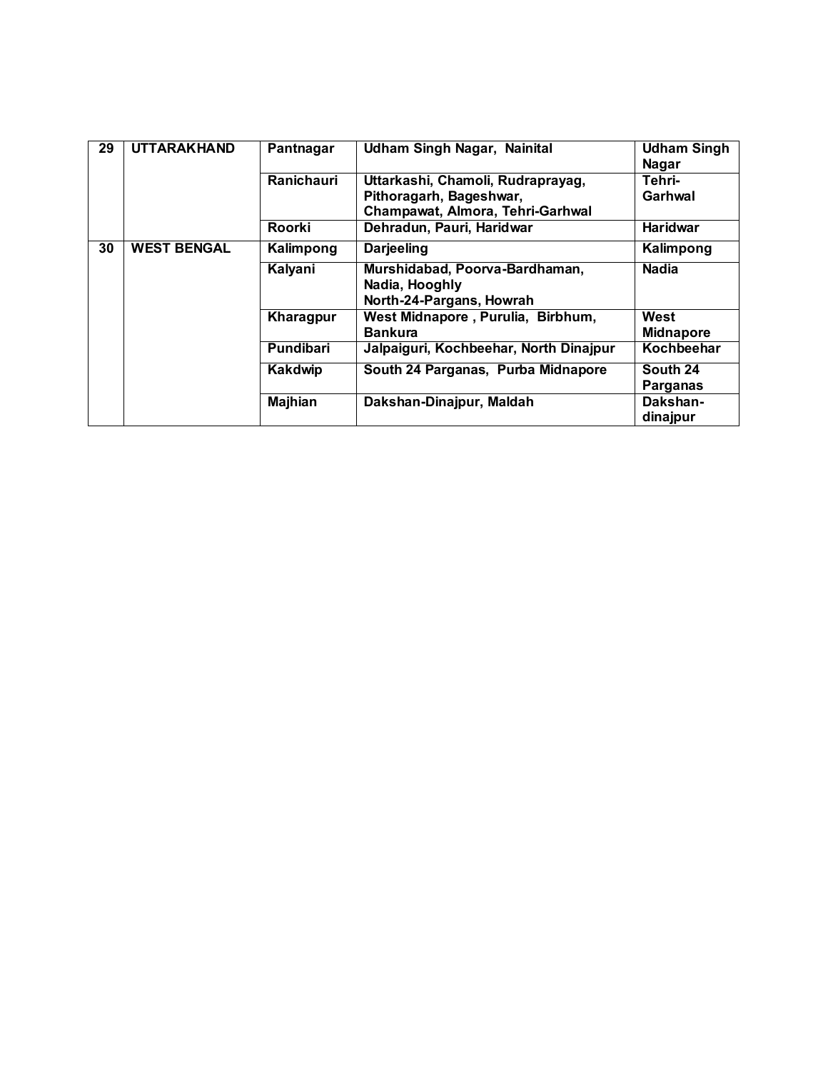| 29 | UTTARAKHAND | Pantnagar | Udham Singh Nagar, Nainital | Udham Singh Nagar |
|---|---|---|---|---|
| | | Ranichauri | Uttarkashi, Chamoli, Rudraprayag, Pithoragarh, Bageshwar, Champawat, Almora, Tehri-Garhwal | Tehri-Garhwal |
| | | Roorki | Dehradun, Pauri, Haridwar | Haridwar |
| 30 | WEST BENGAL | Kalimpong | Darjeeling | Kalimpong |
| | | Kalyani | Murshidabad, Poorva-Bardhaman, Nadia, Hooghly North-24-Pargans, Howrah | Nadia |
| | | Kharagpur | West Midnapore , Purulia, Birbhum, Bankura | West Midnapore |
| | | Pundibari | Jalpaiguri, Kochbeehar, North Dinajpur | Kochbeehar |
| | | Kakdwip | South 24 Parganas, Purba Midnapore | South 24 Parganas |
| | | Majhian | Dakshan-Dinajpur, Maldah | Dakshan-dinajpur |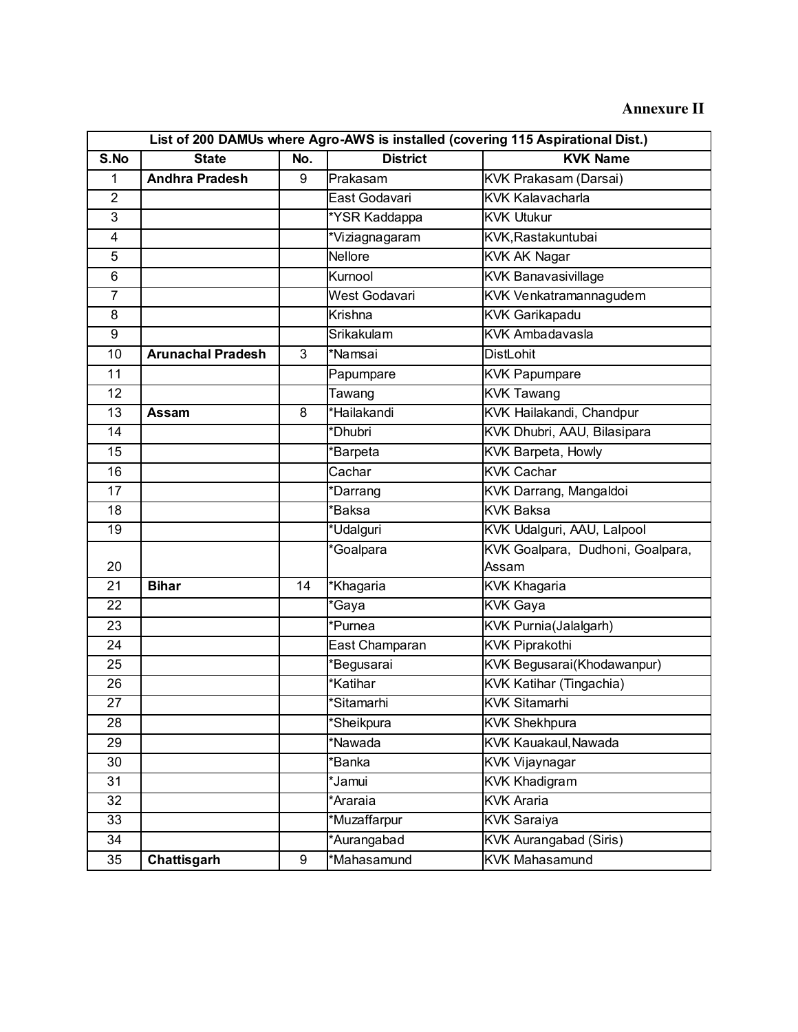**Annexure II**

| List of 200 DAMUs where Agro-AWS is installed (covering 115 Aspirational Dist.) | | | | |
|---|---|---|---|---|
| **S.No** | **State** | **No.** | **District** | **KVK Name** |
| 1 | **Andhra Pradesh** | 9 | Prakasam | KVK Prakasam (Darsai) |
| 2 | | | East Godavari | KVK Kalavacharla |
| 3 | | | *YSR Kaddappa | KVK Utukur |
| 4 | | | *Viziagnagaram | KVK,Rastakuntubai |
| 5 | | | Nellore | KVK AK Nagar |
| 6 | | | Kurnool | KVK Banavasivillage |
| 7 | | | West Godavari | KVK Venkatramannagudem |
| 8 | | | Krishna | KVK Garikapadu |
| 9 | | | Srikakulam | KVK Ambadavasla |
| 10 | **Arunachal Pradesh** | 3 | *Namsai | DistLohit |
| 11 | | | Papumpare | KVK Papumpare |
| 12 | | | Tawang | KVK Tawang |
| 13 | **Assam** | 8 | *Hailakandi | KVK Hailakandi, Chandpur |
| 14 | | | *Dhubri | KVK Dhubri, AAU, Bilasipara |
| 15 | | | *Barpeta | KVK Barpeta, Howly |
| 16 | | | Cachar | KVK Cachar |
| 17 | | | *Darrang | KVK Darrang, Mangaldoi |
| 18 | | | *Baksa | KVK Baksa |
| 19 | | | *Udalguri | KVK Udalguri, AAU, Lalpool |
| 20 | | | *Goalpara | KVK Goalpara, Dudhoni, Goalpara, Assam |
| 21 | **Bihar** | 14 | *Khagaria | KVK Khagaria |
| 22 | | | *Gaya | KVK Gaya |
| 23 | | | *Purnea | KVK Purnia(Jalalgarh) |
| 24 | | | East Champaran | KVK Piprakothi |
| 25 | | | *Begusarai | KVK Begusarai(Khodawanpur) |
| 26 | | | *Katihar | KVK Katihar (Tingachia) |
| 27 | | | *Sitamarhi | KVK Sitamarhi |
| 28 | | | *Sheikpura | KVK Shekhpura |
| 29 | | | *Nawada | KVK Kauakaul,Nawada |
| 30 | | | *Banka | KVK Vijaynagar |
| 31 | | | *Jamui | KVK Khadigram |
| 32 | | | *Araraia | KVK Araria |
| 33 | | | *Muzaffarpur | KVK Saraiya |
| 34 | | | *Aurangabad | KVK Aurangabad (Siris) |
| 35 | **Chattisgarh** | 9 | *Mahasamund | KVK Mahasamund |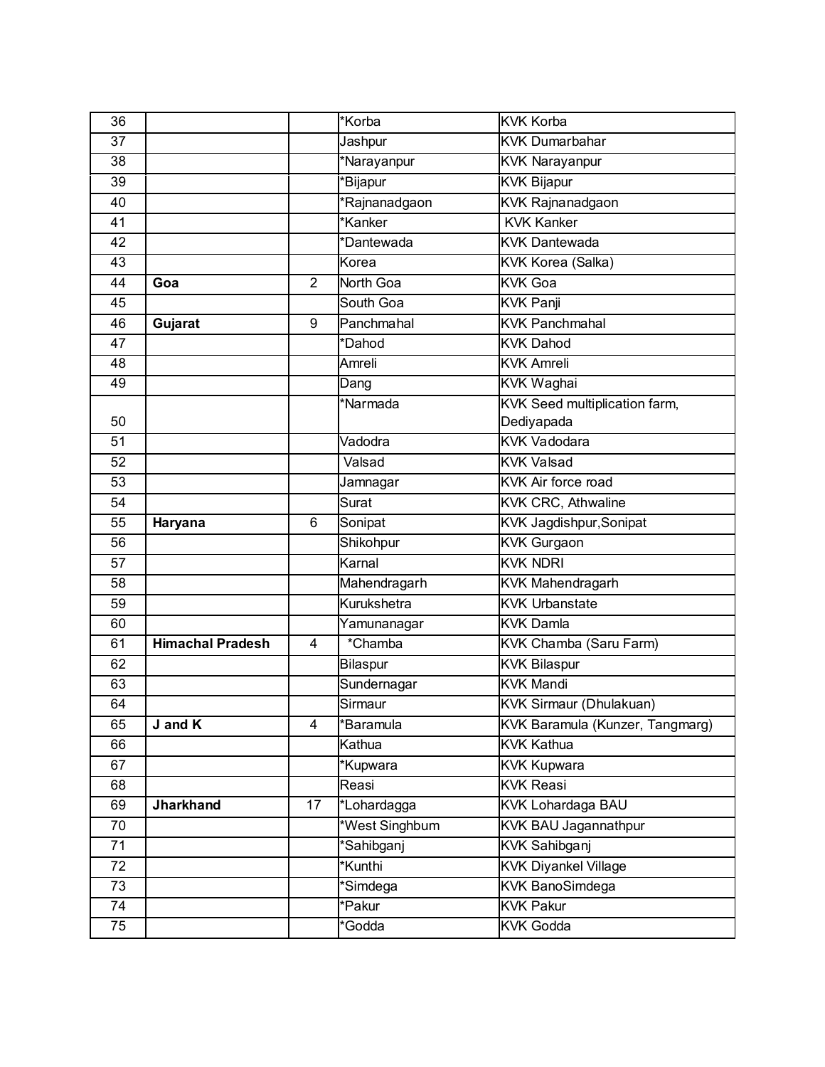| 36 | | | *Korba | KVK Korba |
|---|---|---|---|---|
| 37 | | | Jashpur | KVK Dumarbahar |
| 38 | | | *Narayanpur | KVK Narayanpur |
| 39 | | | *Bijapur | KVK Bijapur |
| 40 | | | *Rajnanadgaon | KVK Rajnanadgaon |
| 41 | | | *Kanker | KVK Kanker |
| 42 | | | *Dantewada | KVK Dantewada |
| 43 | | | Korea | KVK Korea (Salka) |
| 44 | **Goa** | 2 | North Goa | KVK Goa |
| 45 | | | South Goa | KVK Panji |
| 46 | **Gujarat** | 9 | Panchmahal | KVK Panchmahal |
| 47 | | | *Dahod | KVK Dahod |
| 48 | | | Amreli | KVK Amreli |
| 49 | | | Dang | KVK Waghai |
| 50 | | | *Narmada | KVK Seed multiplication farm, Dediyapada |
| 51 | | | Vadodra | KVK Vadodara |
| 52 | | | Valsad | KVK Valsad |
| 53 | | | Jamnagar | KVK Air force road |
| 54 | | | Surat | KVK CRC, Athwaline |
| 55 | **Haryana** | 6 | Sonipat | KVK Jagdishpur,Sonipat |
| 56 | | | Shikohpur | KVK Gurgaon |
| 57 | | | Karnal | KVK NDRI |
| 58 | | | Mahendragarh | KVK Mahendragarh |
| 59 | | | Kurukshetra | KVK Urbanstate |
| 60 | | | Yamunanagar | KVK Damla |
| 61 | **Himachal Pradesh** | 4 | *Chamba | KVK Chamba (Saru Farm) |
| 62 | | | Bilaspur | KVK Bilaspur |
| 63 | | | Sundernagar | KVK Mandi |
| 64 | | | Sirmaur | KVK Sirmaur (Dhulakuan) |
| 65 | **J and K** | 4 | *Baramula | KVK Baramula (Kunzer, Tangmarg) |
| 66 | | | Kathua | KVK Kathua |
| 67 | | | *Kupwara | KVK Kupwara |
| 68 | | | Reasi | KVK Reasi |
| 69 | **Jharkhand** | 17 | *Lohardagga | KVK Lohardaga BAU |
| 70 | | | *West Singhbum | KVK BAU Jagannathpur |
| 71 | | | *Sahibganj | KVK Sahibganj |
| 72 | | | *Kunthi | KVK Diyankel Village |
| 73 | | | *Simdega | KVK BanoSimdega |
| 74 | | | *Pakur | KVK Pakur |
| 75 | | | *Godda | KVK Godda |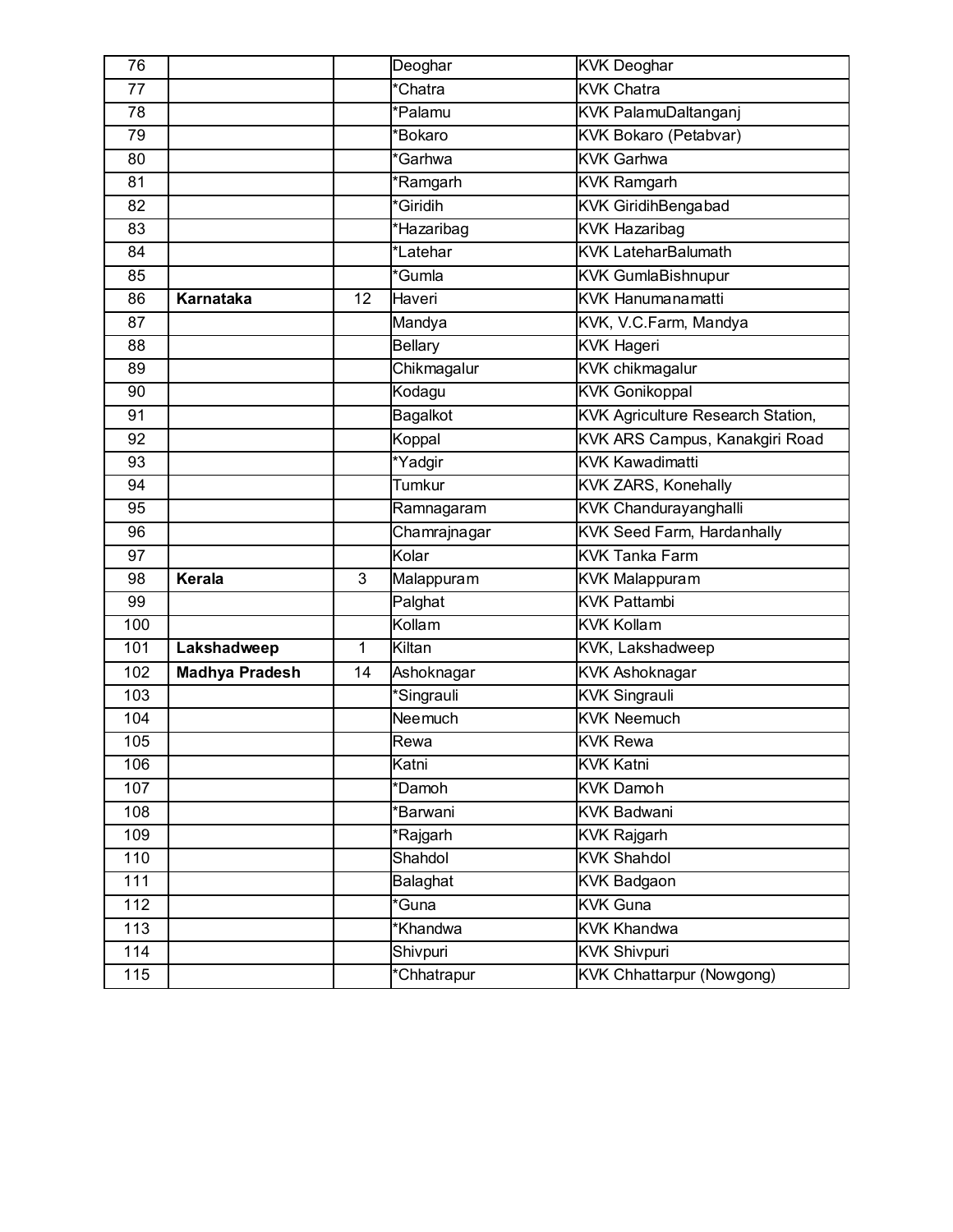| | | | | |
|---|---|---|---|---|
| 76 | | | Deoghar | KVK Deoghar |
| 77 | | | *Chatra | KVK Chatra |
| 78 | | | *Palamu | KVK PalamuDaltanganj |
| 79 | | | *Bokaro | KVK Bokaro (Petabvar) |
| 80 | | | *Garhwa | KVK Garhwa |
| 81 | | | *Ramgarh | KVK Ramgarh |
| 82 | | | *Giridih | KVK GiridihBengabad |
| 83 | | | *Hazaribag | KVK Hazaribag |
| 84 | | | *Latehar | KVK LateharBalumath |
| 85 | | | *Gumla | KVK GumlaBishnupur |
| 86 | **Karnataka** | 12 | Haveri | KVK Hanumanamatti |
| 87 | | | Mandya | KVK, V.C.Farm, Mandya |
| 88 | | | Bellary | KVK Hageri |
| 89 | | | Chikmagalur | KVK chikmagalur |
| 90 | | | Kodagu | KVK Gonikoppal |
| 91 | | | Bagalkot | KVK Agriculture Research Station, |
| 92 | | | Koppal | KVK ARS Campus, Kanakgiri Road |
| 93 | | | *Yadgir | KVK Kawadimatti |
| 94 | | | Tumkur | KVK ZARS, Konehally |
| 95 | | | Ramnagaram | KVK Chandurayanghalli |
| 96 | | | Chamrajnagar | KVK Seed Farm, Hardanhally |
| 97 | | | Kolar | KVK Tanka Farm |
| 98 | **Kerala** | 3 | Malappuram | KVK Malappuram |
| 99 | | | Palghat | KVK Pattambi |
| 100 | | | Kollam | KVK Kollam |
| 101 | **Lakshadweep** | 1 | Kiltan | KVK, Lakshadweep |
| 102 | **Madhya Pradesh** | 14 | Ashoknagar | KVK Ashoknagar |
| 103 | | | *Singrauli | KVK Singrauli |
| 104 | | | Neemuch | KVK Neemuch |
| 105 | | | Rewa | KVK Rewa |
| 106 | | | Katni | KVK Katni |
| 107 | | | *Damoh | KVK Damoh |
| 108 | | | *Barwani | KVK Badwani |
| 109 | | | *Rajgarh | KVK Rajgarh |
| 110 | | | Shahdol | KVK Shahdol |
| 111 | | | Balaghat | KVK Badgaon |
| 112 | | | *Guna | KVK Guna |
| 113 | | | *Khandwa | KVK Khandwa |
| 114 | | | Shivpuri | KVK Shivpuri |
| 115 | | | *Chhatrapur | KVK Chhattarpur (Nowgong) |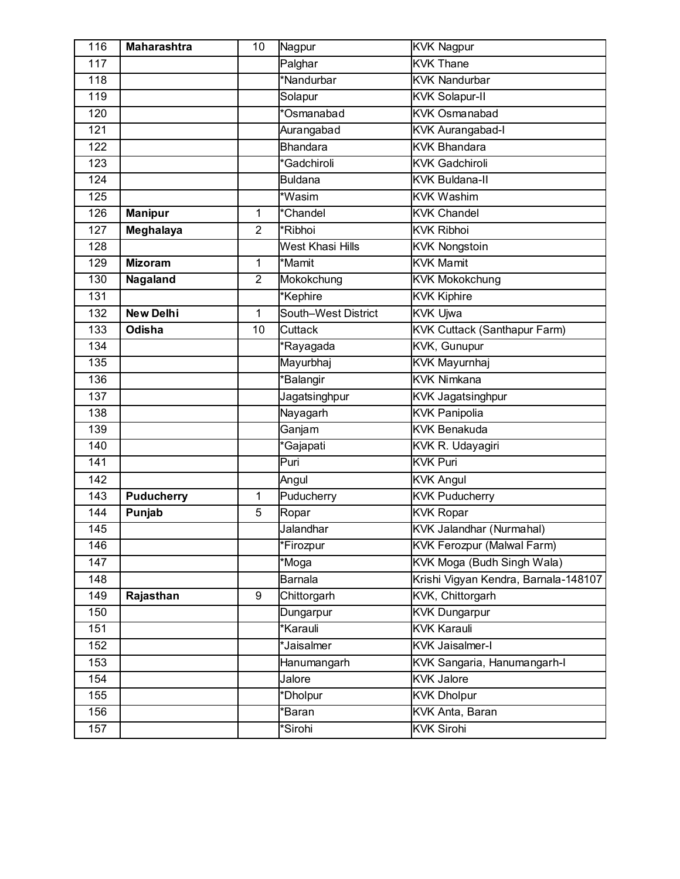| 116 | **Maharashtra** | 10 | Nagpur | KVK Nagpur |
|---|---|---|---|---|
| 117 | | | Palghar | KVK Thane |
| 118 | | | *Nandurbar | KVK Nandurbar |
| 119 | | | Solapur | KVK Solapur-II |
| 120 | | | *Osmanabad | KVK Osmanabad |
| 121 | | | Aurangabad | KVK Aurangabad-I |
| 122 | | | Bhandara | KVK Bhandara |
| 123 | | | *Gadchiroli | KVK Gadchiroli |
| 124 | | | Buldana | KVK Buldana-II |
| 125 | | | *Wasim | KVK Washim |
| 126 | **Manipur** | 1 | *Chandel | KVK Chandel |
| 127 | **Meghalaya** | 2 | *Ribhoi | KVK Ribhoi |
| 128 | | | West Khasi Hills | KVK Nongstoin |
| 129 | **Mizoram** | 1 | *Mamit | KVK Mamit |
| 130 | **Nagaland** | 2 | Mokokchung | KVK Mokokchung |
| 131 | | | *Kephire | KVK Kiphire |
| 132 | **New Delhi** | 1 | South–West District | KVK Ujwa |
| 133 | **Odisha** | 10 | Cuttack | KVK Cuttack (Santhapur Farm) |
| 134 | | | *Rayagada | KVK, Gunupur |
| 135 | | | Mayurbhaj | KVK Mayurnhaj |
| 136 | | | *Balangir | KVK Nimkana |
| 137 | | | Jagatsinghpur | KVK Jagatsinghpur |
| 138 | | | Nayagarh | KVK Panipolia |
| 139 | | | Ganjam | KVK Benakuda |
| 140 | | | *Gajapati | KVK R. Udayagiri |
| 141 | | | Puri | KVK Puri |
| 142 | | | Angul | KVK Angul |
| 143 | **Puducherry** | 1 | Puducherry | KVK Puducherry |
| 144 | **Punjab** | 5 | Ropar | KVK Ropar |
| 145 | | | Jalandhar | KVK Jalandhar (Nurmahal) |
| 146 | | | *Firozpur | KVK Ferozpur (Malwal Farm) |
| 147 | | | *Moga | KVK Moga (Budh Singh Wala) |
| 148 | | | Barnala | Krishi Vigyan Kendra, Barnala-148107 |
| 149 | **Rajasthan** | 9 | Chittorgarh | KVK, Chittorgarh |
| 150 | | | Dungarpur | KVK Dungarpur |
| 151 | | | *Karauli | KVK Karauli |
| 152 | | | *Jaisalmer | KVK Jaisalmer-I |
| 153 | | | Hanumangarh | KVK Sangaria, Hanumangarh-I |
| 154 | | | Jalore | KVK Jalore |
| 155 | | | *Dholpur | KVK Dholpur |
| 156 | | | *Baran | KVK Anta, Baran |
| 157 | | | *Sirohi | KVK Sirohi |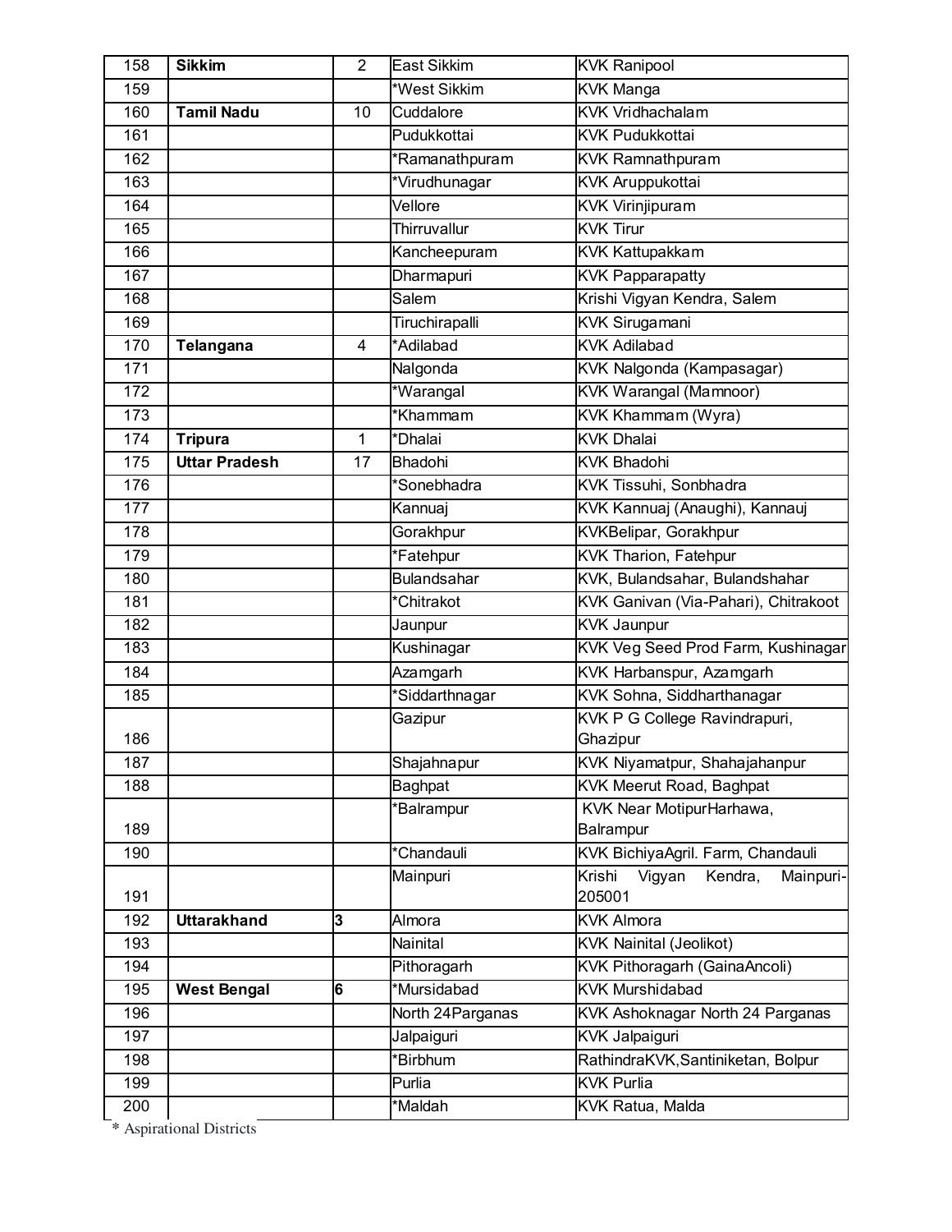| | | | | |
|---|---|---|---|---|
| 158 | **Sikkim** | 2 | East Sikkim | KVK Ranipool |
| 159 | | | *West Sikkim | KVK Manga |
| 160 | **Tamil Nadu** | 10 | Cuddalore | KVK Vridhachalam |
| 161 | | | Pudukkottai | KVK Pudukkottai |
| 162 | | | *Ramanathpuram | KVK Ramnathpuram |
| 163 | | | *Virudhunagar | KVK Aruppukottai |
| 164 | | | Vellore | KVK Virinjipuram |
| 165 | | | Thirruvallur | KVK Tirur |
| 166 | | | Kancheepuram | KVK Kattupakkam |
| 167 | | | Dharmapuri | KVK Papparapatty |
| 168 | | | Salem | Krishi Vigyan Kendra, Salem |
| 169 | | | Tiruchirapalli | KVK Sirugamani |
| 170 | **Telangana** | 4 | *Adilabad | KVK Adilabad |
| 171 | | | Nalgonda | KVK Nalgonda (Kampasagar) |
| 172 | | | *Warangal | KVK Warangal (Mamnoor) |
| 173 | | | *Khammam | KVK Khammam (Wyra) |
| 174 | **Tripura** | 1 | *Dhalai | KVK Dhalai |
| 175 | **Uttar Pradesh** | 17 | Bhadohi | KVK Bhadohi |
| 176 | | | *Sonebhadra | KVK Tissuhi, Sonbhadra |
| 177 | | | Kannuaj | KVK Kannuaj (Anaughi), Kannauj |
| 178 | | | Gorakhpur | KVKBelipar, Gorakhpur |
| 179 | | | *Fatehpur | KVK Tharion, Fatehpur |
| 180 | | | Bulandsahar | KVK, Bulandsahar, Bulandshahar |
| 181 | | | *Chitrakot | KVK Ganivan (Via-Pahari), Chitrakoot |
| 182 | | | Jaunpur | KVK Jaunpur |
| 183 | | | Kushinagar | KVK Veg Seed Prod Farm, Kushinagar |
| 184 | | | Azamgarh | KVK Harbanspur, Azamgarh |
| 185 | | | *Siddarthnagar | KVK Sohna, Siddharthanagar |
| 186 | | | Gazipur | KVK P G College Ravindrapuri, Ghazipur |
| 187 | | | Shajahnapur | KVK Niyamatpur, Shahajahanpur |
| 188 | | | Baghpat | KVK Meerut Road, Baghpat |
| 189 | | | *Balrampur | KVK Near MotipurHarhawa, Balrampur |
| 190 | | | *Chandauli | KVK BichiyaAgril. Farm, Chandauli |
| 191 | | | Mainpuri | Krishi Vigyan Kendra, Mainpuri-205001 |
| 192 | **Uttarakhand** | **3** | Almora | KVK Almora |
| 193 | | | Nainital | KVK Nainital (Jeolikot) |
| 194 | | | Pithoragarh | KVK Pithoragarh (GainaAncoli) |
| 195 | **West Bengal** | **6** | *Mursidabad | KVK Murshidabad |
| 196 | | | North 24Parganas | KVK Ashoknagar North 24 Parganas |
| 197 | | | Jalpaiguri | KVK Jalpaiguri |
| 198 | | | *Birbhum | RathindraKVK,Santiniketan, Bolpur |
| 199 | | | Purlia | KVK Purlia |
| 200 | | | *Maldah | KVK Ratua, Malda |

* Aspirational Districts